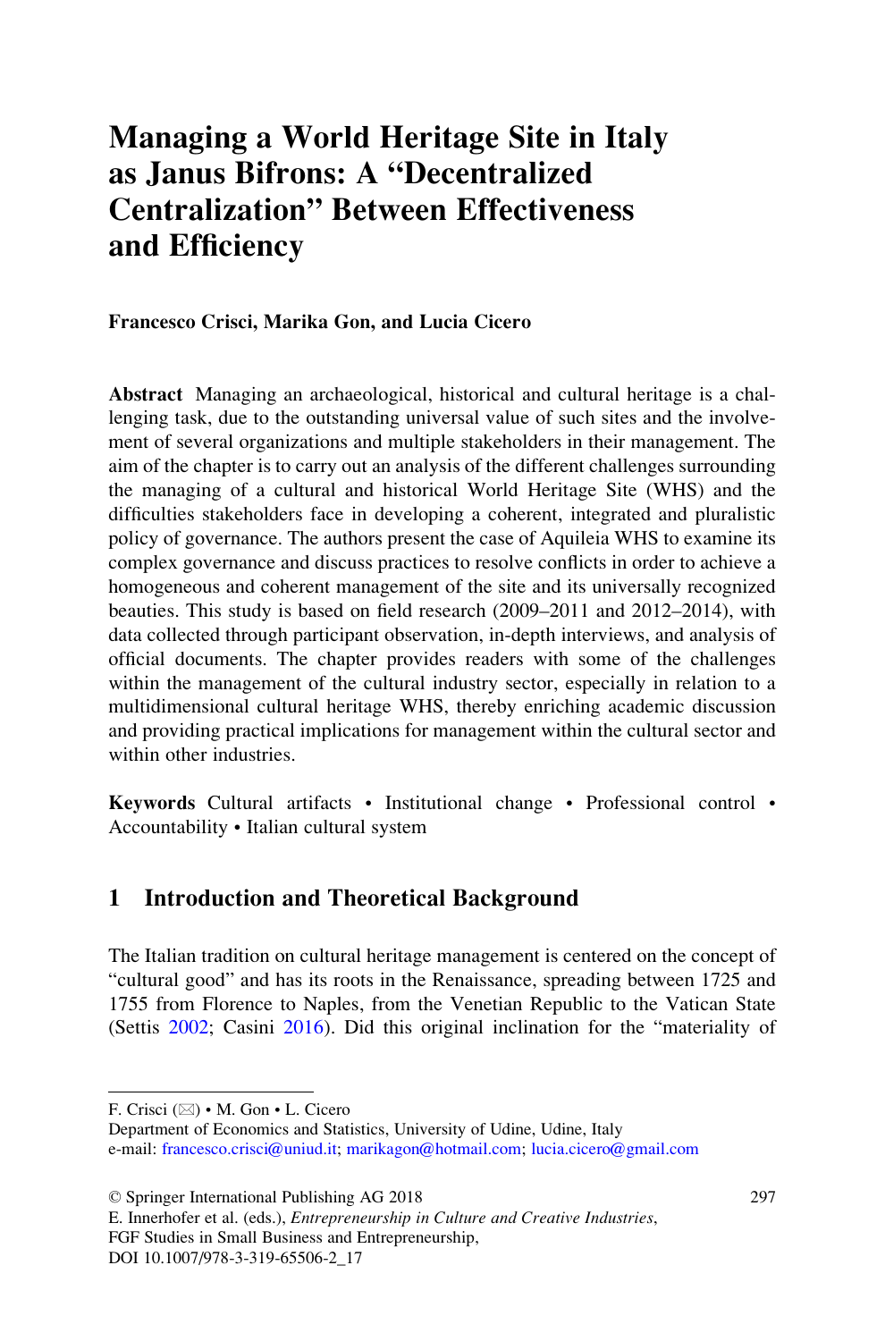# Managing a World Heritage Site in Italy as Janus Bifrons: A "Decentralized Centralization" Between Effectiveness and Efficiency

**Francesco Crisci, Marika Gon, and Lucia Cicero**

**Abstract** Managing an archaeological, historical and cultural heritage is a challenging task, due to the outstanding universal value of such sites and the involvement of several organizations and multiple stakeholders in their management. The aim of the chapter is to carry out an analysis of the different challenges surrounding the managing of a cultural and historical World Heritage Site (WHS) and the difficulties stakeholders face in developing a coherent, integrated and pluralistic policy of governance. The authors present the case of Aquileia WHS to examine its complex governance and discuss practices to resolve conflicts in order to achieve a homogeneous and coherent management of the site and its universally recognized beauties. This study is based on field research (2009–2011 and 2012–2014), with data collected through participant observation, in-depth interviews, and analysis of official documents. The chapter provides readers with some of the challenges within the management of the cultural industry sector, especially in relation to a multidimensional cultural heritage WHS, thereby enriching academic discussion and providing practical implications for management within the cultural sector and within other industries.

**Keywords** Cultural artifacts • Institutional change • Professional control • Accountability • Italian cultural system

## 1 Introduction and Theoretical Background

The Italian tradition on cultural heritage management is centered on the concept of "cultural good" and has its roots in the Renaissance, spreading between 1725 and 1755 from Florence to Naples, from the Venetian Republic to the Vatican State (Settis 2002; Casini 2016). Did this original inclination for the "materiality of

---

F. Crisci (✉) • M. Gon • L. Cicero
Department of Economics and Statistics, University of Udine, Udine, Italy
e-mail: francesco.crisci@uniud.it; marikagon@hotmail.com; lucia.cicero@gmail.com

© Springer International Publishing AG 2018
E. Innerhofer et al. (eds.), *Entrepreneurship in Culture and Creative Industries*, FGF Studies in Small Business and Entrepreneurship,
DOI 10.1007/978-3-319-65506-2_17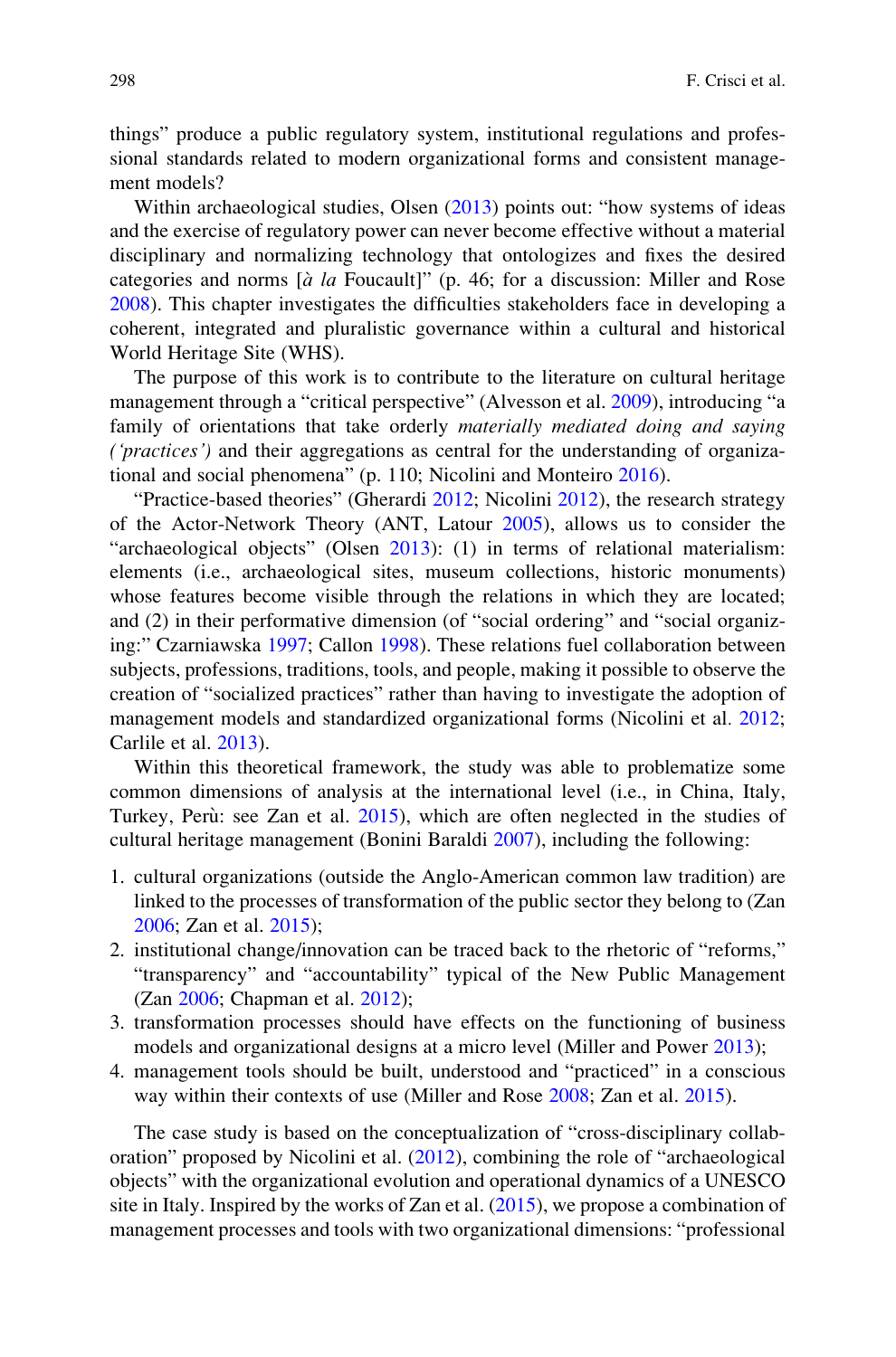things" produce a public regulatory system, institutional regulations and professional standards related to modern organizational forms and consistent management models?

Within archaeological studies, Olsen (2013) points out: "how systems of ideas and the exercise of regulatory power can never become effective without a material disciplinary and normalizing technology that ontologizes and fixes the desired categories and norms [*à la* Foucault]" (p. 46; for a discussion: Miller and Rose 2008). This chapter investigates the difficulties stakeholders face in developing a coherent, integrated and pluralistic governance within a cultural and historical World Heritage Site (WHS).

The purpose of this work is to contribute to the literature on cultural heritage management through a "critical perspective" (Alvesson et al. 2009), introducing "a family of orientations that take orderly *materially mediated doing and saying ('practices')* and their aggregations as central for the understanding of organizational and social phenomena" (p. 110; Nicolini and Monteiro 2016).

"Practice-based theories" (Gherardi 2012; Nicolini 2012), the research strategy of the Actor-Network Theory (ANT, Latour 2005), allows us to consider the "archaeological objects" (Olsen 2013): (1) in terms of relational materialism: elements (i.e., archaeological sites, museum collections, historic monuments) whose features become visible through the relations in which they are located; and (2) in their performative dimension (of "social ordering" and "social organizing:" Czarniawska 1997; Callon 1998). These relations fuel collaboration between subjects, professions, traditions, tools, and people, making it possible to observe the creation of "socialized practices" rather than having to investigate the adoption of management models and standardized organizational forms (Nicolini et al. 2012; Carlile et al. 2013).

Within this theoretical framework, the study was able to problematize some common dimensions of analysis at the international level (i.e., in China, Italy, Turkey, Perù: see Zan et al. 2015), which are often neglected in the studies of cultural heritage management (Bonini Baraldi 2007), including the following:

1. cultural organizations (outside the Anglo-American common law tradition) are linked to the processes of transformation of the public sector they belong to (Zan 2006; Zan et al. 2015);
2. institutional change/innovation can be traced back to the rhetoric of "reforms," "transparency" and "accountability" typical of the New Public Management (Zan 2006; Chapman et al. 2012);
3. transformation processes should have effects on the functioning of business models and organizational designs at a micro level (Miller and Power 2013);
4. management tools should be built, understood and "practiced" in a conscious way within their contexts of use (Miller and Rose 2008; Zan et al. 2015).

The case study is based on the conceptualization of "cross-disciplinary collaboration" proposed by Nicolini et al. (2012), combining the role of "archaeological objects" with the organizational evolution and operational dynamics of a UNESCO site in Italy. Inspired by the works of Zan et al. (2015), we propose a combination of management processes and tools with two organizational dimensions: "professional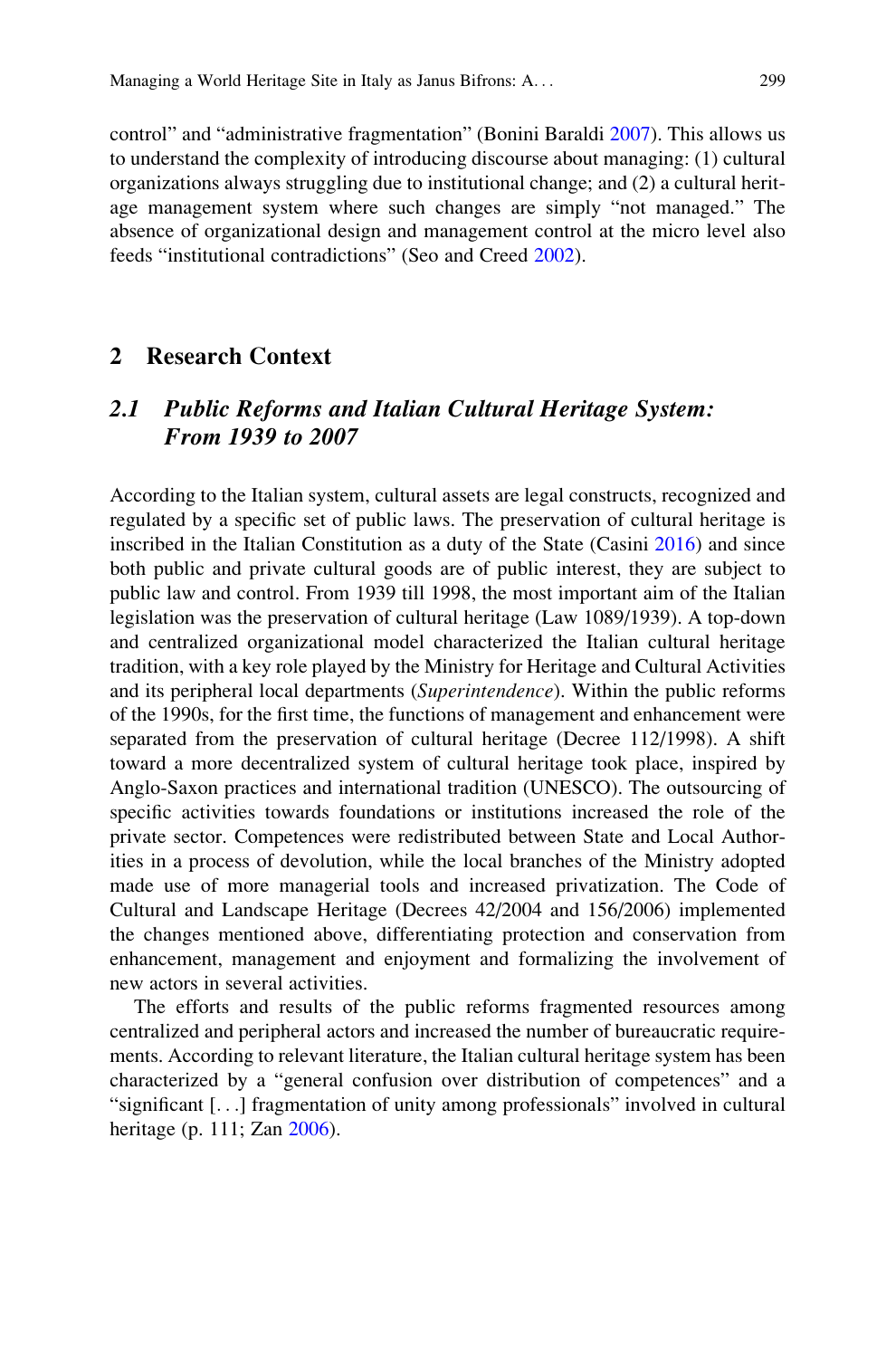control" and "administrative fragmentation" (Bonini Baraldi 2007). This allows us to understand the complexity of introducing discourse about managing: (1) cultural organizations always struggling due to institutional change; and (2) a cultural heritage management system where such changes are simply "not managed." The absence of organizational design and management control at the micro level also feeds "institutional contradictions" (Seo and Creed 2002).

## 2 Research Context

### 2.1 *Public Reforms and Italian Cultural Heritage System: From 1939 to 2007*

According to the Italian system, cultural assets are legal constructs, recognized and regulated by a specific set of public laws. The preservation of cultural heritage is inscribed in the Italian Constitution as a duty of the State (Casini 2016) and since both public and private cultural goods are of public interest, they are subject to public law and control. From 1939 till 1998, the most important aim of the Italian legislation was the preservation of cultural heritage (Law 1089/1939). A top-down and centralized organizational model characterized the Italian cultural heritage tradition, with a key role played by the Ministry for Heritage and Cultural Activities and its peripheral local departments (*Superintendence*). Within the public reforms of the 1990s, for the first time, the functions of management and enhancement were separated from the preservation of cultural heritage (Decree 112/1998). A shift toward a more decentralized system of cultural heritage took place, inspired by Anglo-Saxon practices and international tradition (UNESCO). The outsourcing of specific activities towards foundations or institutions increased the role of the private sector. Competences were redistributed between State and Local Authorities in a process of devolution, while the local branches of the Ministry adopted made use of more managerial tools and increased privatization. The Code of Cultural and Landscape Heritage (Decrees 42/2004 and 156/2006) implemented the changes mentioned above, differentiating protection and conservation from enhancement, management and enjoyment and formalizing the involvement of new actors in several activities.

The efforts and results of the public reforms fragmented resources among centralized and peripheral actors and increased the number of bureaucratic requirements. According to relevant literature, the Italian cultural heritage system has been characterized by a "general confusion over distribution of competences" and a "significant [. . .] fragmentation of unity among professionals" involved in cultural heritage (p. 111; Zan 2006).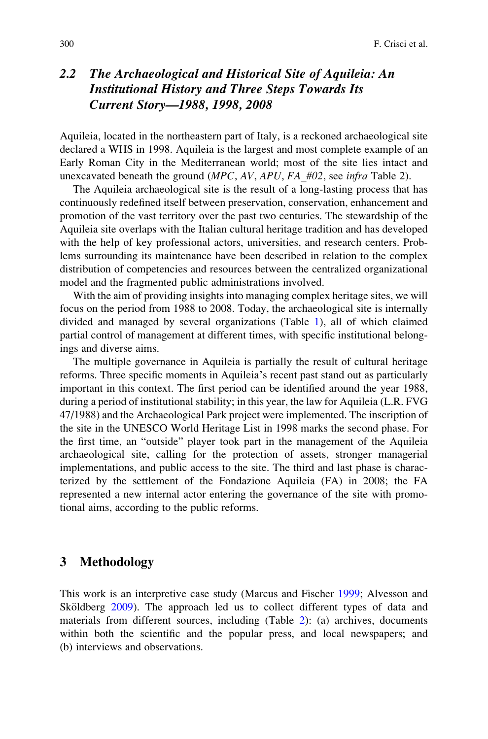## 2.2 The Archaeological and Historical Site of Aquileia: An Institutional History and Three Steps Towards Its Current Story—1988, 1998, 2008

Aquileia, located in the northeastern part of Italy, is a reckoned archaeological site declared a WHS in 1998. Aquileia is the largest and most complete example of an Early Roman City in the Mediterranean world; most of the site lies intact and unexcavated beneath the ground (*MPC*, *AV*, *APU*, *FA_#02*, see *infra* Table 2).

The Aquileia archaeological site is the result of a long-lasting process that has continuously redefined itself between preservation, conservation, enhancement and promotion of the vast territory over the past two centuries. The stewardship of the Aquileia site overlaps with the Italian cultural heritage tradition and has developed with the help of key professional actors, universities, and research centers. Problems surrounding its maintenance have been described in relation to the complex distribution of competencies and resources between the centralized organizational model and the fragmented public administrations involved.

With the aim of providing insights into managing complex heritage sites, we will focus on the period from 1988 to 2008. Today, the archaeological site is internally divided and managed by several organizations (Table 1), all of which claimed partial control of management at different times, with specific institutional belongings and diverse aims.

The multiple governance in Aquileia is partially the result of cultural heritage reforms. Three specific moments in Aquileia's recent past stand out as particularly important in this context. The first period can be identified around the year 1988, during a period of institutional stability; in this year, the law for Aquileia (L.R. FVG 47/1988) and the Archaeological Park project were implemented. The inscription of the site in the UNESCO World Heritage List in 1998 marks the second phase. For the first time, an "outside" player took part in the management of the Aquileia archaeological site, calling for the protection of assets, stronger managerial implementations, and public access to the site. The third and last phase is characterized by the settlement of the Fondazione Aquileia (FA) in 2008; the FA represented a new internal actor entering the governance of the site with promotional aims, according to the public reforms.

# 3 Methodology

This work is an interpretive case study (Marcus and Fischer 1999; Alvesson and Sköldberg 2009). The approach led us to collect different types of data and materials from different sources, including (Table 2): (a) archives, documents within both the scientific and the popular press, and local newspapers; and (b) interviews and observations.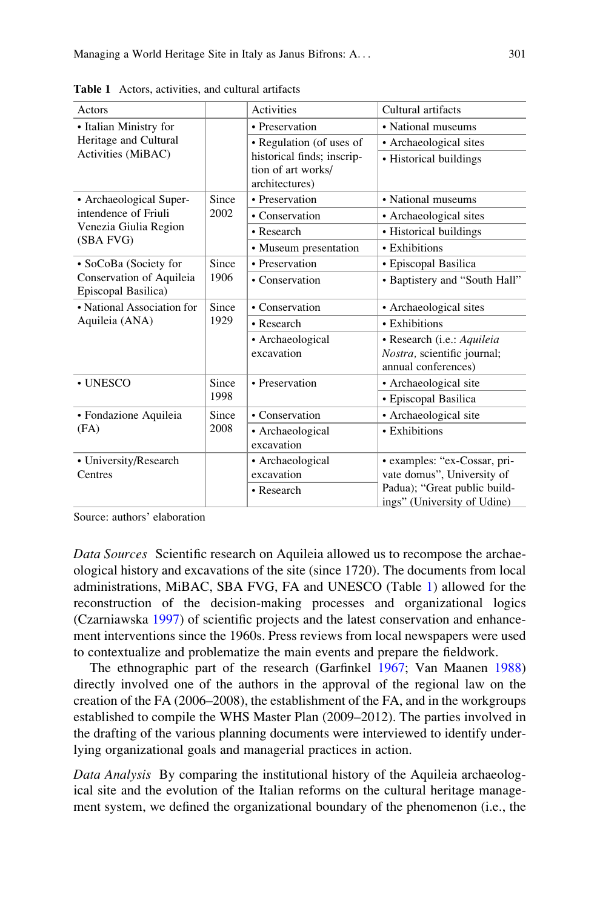Table 1 Actors, activities, and cultural artifacts

| Actors | | Activities | Cultural artifacts |
|---|---|---|---|
| • Italian Ministry for Heritage and Cultural Activities (MiBAC) | | • Preservation | • National museums |
| | | • Regulation (of uses of historical finds; inscription of art works/architectures) | • Archaeological sites |
| | | | • Historical buildings |
| • Archaeological Superintendence of Friuli Venezia Giulia Region (SBA FVG) | Since 2002 | • Preservation | • National museums |
| | | • Conservation | • Archaeological sites |
| | | • Research | • Historical buildings |
| | | • Museum presentation | • Exhibitions |
| • SoCoBa (Society for Conservation of Aquileia Episcopal Basilica) | Since 1906 | • Preservation | • Episcopal Basilica |
| | | • Conservation | • Baptistery and "South Hall" |
| • National Association for Aquileia (ANA) | Since 1929 | • Conservation | • Archaeological sites |
| | | • Research | • Exhibitions |
| | | • Archaeological excavation | • Research (i.e.: *Aquileia Nostra*, scientific journal; annual conferences) |
| • UNESCO | Since 1998 | • Preservation | • Archaeological site |
| | | | • Episcopal Basilica |
| • Fondazione Aquileia (FA) | Since 2008 | • Conservation | • Archaeological site |
| | | • Archaeological excavation | • Exhibitions |
| • University/Research Centres | | • Archaeological excavation | • examples: "ex-Cossar, private domus", University of Padua); "Great public buildings" (University of Udine) |
| | | • Research | |

Source: authors' elaboration

*Data Sources* Scientific research on Aquileia allowed us to recompose the archaeological history and excavations of the site (since 1720). The documents from local administrations, MiBAC, SBA FVG, FA and UNESCO (Table 1) allowed for the reconstruction of the decision-making processes and organizational logics (Czarniawska 1997) of scientific projects and the latest conservation and enhancement interventions since the 1960s. Press reviews from local newspapers were used to contextualize and problematize the main events and prepare the fieldwork.

The ethnographic part of the research (Garfinkel 1967; Van Maanen 1988) directly involved one of the authors in the approval of the regional law on the creation of the FA (2006–2008), the establishment of the FA, and in the workgroups established to compile the WHS Master Plan (2009–2012). The parties involved in the drafting of the various planning documents were interviewed to identify underlying organizational goals and managerial practices in action.

*Data Analysis* By comparing the institutional history of the Aquileia archaeological site and the evolution of the Italian reforms on the cultural heritage management system, we defined the organizational boundary of the phenomenon (i.e., the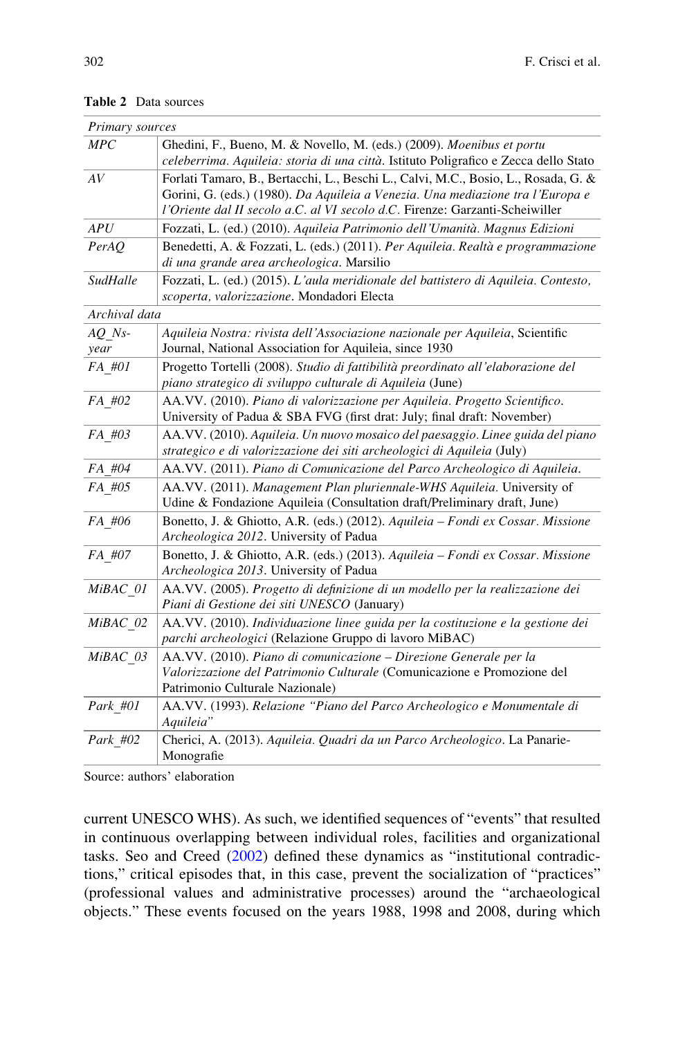**Table 2** Data sources

| *Primary sources* | |
|---|---|
| *MPC* | Ghedini, F., Bueno, M. & Novello, M. (eds.) (2009). *Moenibus et portu celeberrima. Aquileia: storia di una città*. Istituto Poligrafico e Zecca dello Stato |
| *AV* | Forlati Tamaro, B., Bertacchi, L., Beschi L., Calvi, M.C., Bosio, L., Rosada, G. & Gorini, G. (eds.) (1980). *Da Aquileia a Venezia. Una mediazione tra l'Europa e l'Oriente dal II secolo a.C. al VI secolo d.C*. Firenze: Garzanti-Scheiwiller |
| *APU* | Fozzati, L. (ed.) (2010). *Aquileia Patrimonio dell'Umanità. Magnus Edizioni* |
| *PerAQ* | Benedetti, A. & Fozzati, L. (eds.) (2011). *Per Aquileia. Realtà e programmazione di una grande area archeologica*. Marsilio |
| *SudHalle* | Fozzati, L. (ed.) (2015). *L'aula meridionale del battistero di Aquileia. Contesto, scoperta, valorizzazione*. Mondadori Electa |
| *Archival data* | |
| *AQ_Ns-year* | *Aquileia Nostra: rivista dell'Associazione nazionale per Aquileia*, Scientific Journal, National Association for Aquileia, since 1930 |
| *FA_#01* | Progetto Tortelli (2008). *Studio di fattibilità preordinato all'elaborazione del piano strategico di sviluppo culturale di Aquileia* (June) |
| *FA_#02* | AA.VV. (2010). *Piano di valorizzazione per Aquileia. Progetto Scientifico*. University of Padua & SBA FVG (first drat: July; final draft: November) |
| *FA_#03* | AA.VV. (2010). *Aquileia. Un nuovo mosaico del paesaggio. Linee guida del piano strategico e di valorizzazione dei siti archeologici di Aquileia* (July) |
| *FA_#04* | AA.VV. (2011). *Piano di Comunicazione del Parco Archeologico di Aquileia*. |
| *FA_#05* | AA.VV. (2011). *Management Plan pluriennale-WHS Aquileia*. University of Udine & Fondazione Aquileia (Consultation draft/Preliminary draft, June) |
| *FA_#06* | Bonetto, J. & Ghiotto, A.R. (eds.) (2012). *Aquileia – Fondi ex Cossar. Missione Archeologica 2012*. University of Padua |
| *FA_#07* | Bonetto, J. & Ghiotto, A.R. (eds.) (2013). *Aquileia – Fondi ex Cossar. Missione Archeologica 2013*. University of Padua |
| *MiBAC_01* | AA.VV. (2005). *Progetto di definizione di un modello per la realizzazione dei Piani di Gestione dei siti UNESCO* (January) |
| *MiBAC_02* | AA.VV. (2010). *Individuazione linee guida per la costituzione e la gestione dei parchi archeologici* (Relazione Gruppo di lavoro MiBAC) |
| *MiBAC_03* | AA.VV. (2010). *Piano di comunicazione – Direzione Generale per la Valorizzazione del Patrimonio Culturale* (Comunicazione e Promozione del Patrimonio Culturale Nazionale) |
| *Park_#01* | AA.VV. (1993). *Relazione "Piano del Parco Archeologico e Monumentale di Aquileia"* |
| *Park_#02* | Cherici, A. (2013). *Aquileia. Quadri da un Parco Archeologico*. La Panarie-Monografie |

Source: authors' elaboration

current UNESCO WHS). As such, we identified sequences of "events" that resulted in continuous overlapping between individual roles, facilities and organizational tasks. Seo and Creed (2002) defined these dynamics as "institutional contradictions," critical episodes that, in this case, prevent the socialization of "practices" (professional values and administrative processes) around the "archaeological objects." These events focused on the years 1988, 1998 and 2008, during which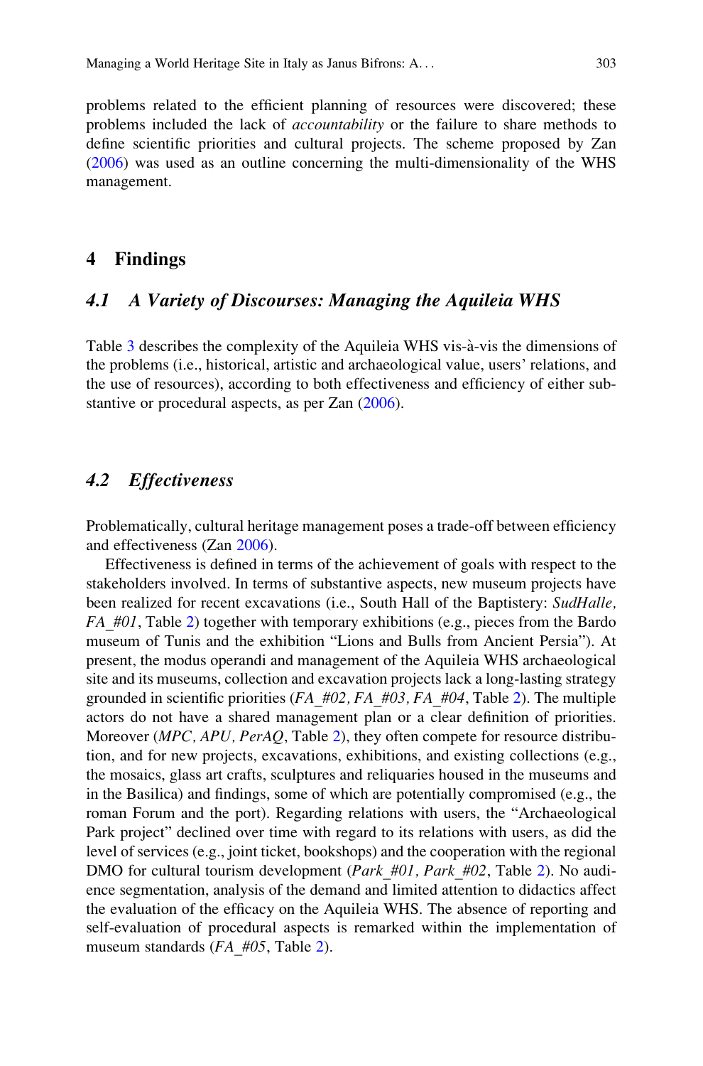problems related to the efficient planning of resources were discovered; these problems included the lack of *accountability* or the failure to share methods to define scientific priorities and cultural projects. The scheme proposed by Zan (2006) was used as an outline concerning the multi-dimensionality of the WHS management.

## 4 Findings

### 4.1 A Variety of Discourses: Managing the Aquileia WHS

Table 3 describes the complexity of the Aquileia WHS vis-à-vis the dimensions of the problems (i.e., historical, artistic and archaeological value, users' relations, and the use of resources), according to both effectiveness and efficiency of either substantive or procedural aspects, as per Zan (2006).

### 4.2 Effectiveness

Problematically, cultural heritage management poses a trade-off between efficiency and effectiveness (Zan 2006).

Effectiveness is defined in terms of the achievement of goals with respect to the stakeholders involved. In terms of substantive aspects, new museum projects have been realized for recent excavations (i.e., South Hall of the Baptistery: *SudHalle, FA_#01*, Table 2) together with temporary exhibitions (e.g., pieces from the Bardo museum of Tunis and the exhibition "Lions and Bulls from Ancient Persia"). At present, the modus operandi and management of the Aquileia WHS archaeological site and its museums, collection and excavation projects lack a long-lasting strategy grounded in scientific priorities (*FA_#02, FA_#03, FA_#04*, Table 2). The multiple actors do not have a shared management plan or a clear definition of priorities. Moreover (*MPC, APU, PerAQ*, Table 2), they often compete for resource distribution, and for new projects, excavations, exhibitions, and existing collections (e.g., the mosaics, glass art crafts, sculptures and reliquaries housed in the museums and in the Basilica) and findings, some of which are potentially compromised (e.g., the roman Forum and the port). Regarding relations with users, the "Archaeological Park project" declined over time with regard to its relations with users, as did the level of services (e.g., joint ticket, bookshops) and the cooperation with the regional DMO for cultural tourism development (*Park_#01, Park_#02*, Table 2). No audience segmentation, analysis of the demand and limited attention to didactics affect the evaluation of the efficacy on the Aquileia WHS. The absence of reporting and self-evaluation of procedural aspects is remarked within the implementation of museum standards (*FA_#05*, Table 2).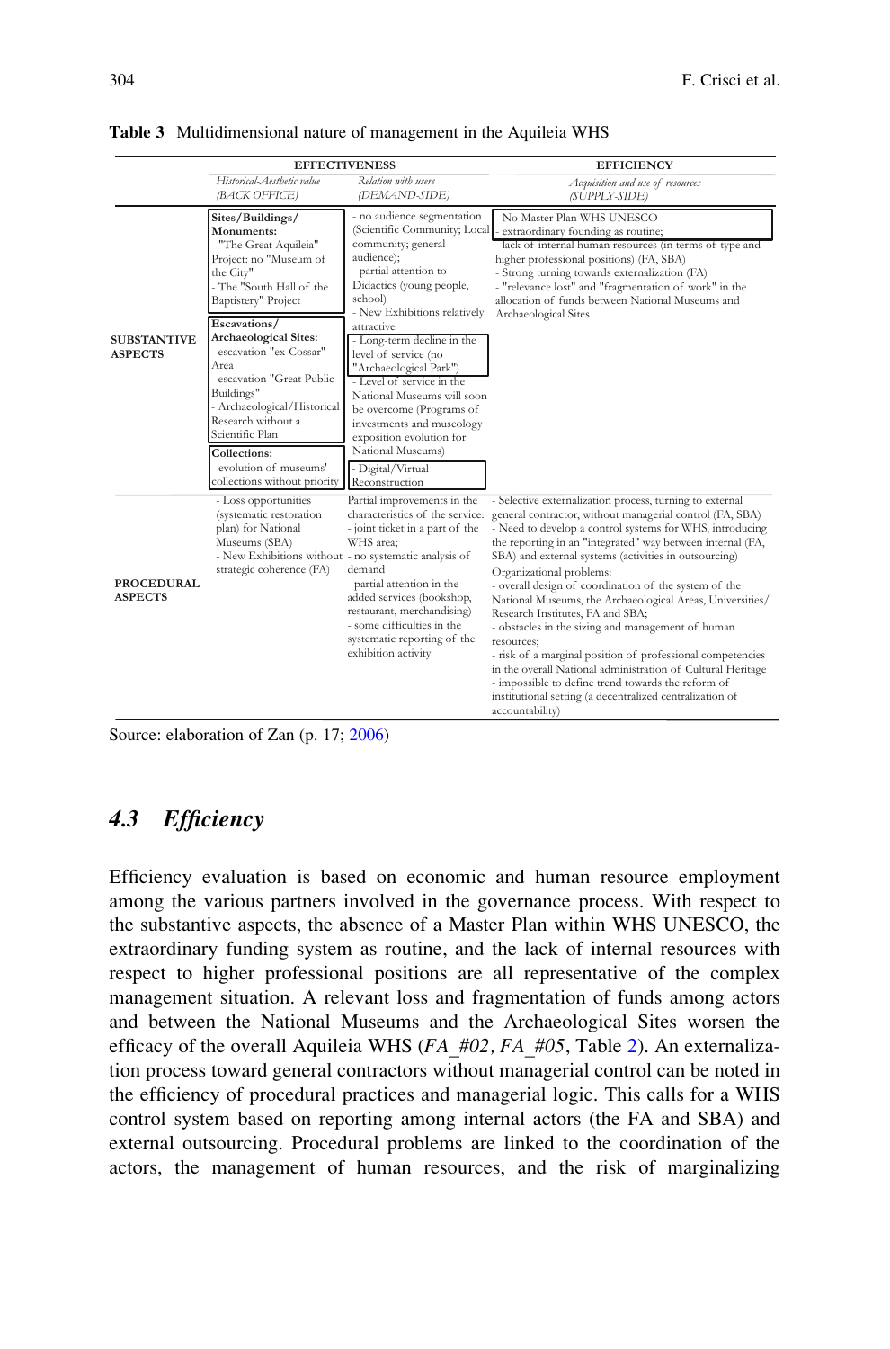**Table 3** Multidimensional nature of management in the Aquileia WHS

| | EFFECTIVENESS | | EFFICIENCY |
|---|---|---|---|
| | *Historical-Aesthetic value (BACK OFFICE)* | *Relation with users (DEMAND-SIDE)* | *Acquisition and use of resources (SUPPLY-SIDE)* |
| **SUBSTANTIVE ASPECTS** | **Sites/Buildings/ Monuments:** - "The Great Aquileia" Project: no "Museum of the City" - The "South Hall of the Baptistery" Project **Escavations/ Archaeological Sites:** - escavation "ex-Cossar" Area - escavation "Great Public Buildings" - Archaeological/Historical Research without a Scientific Plan **Collections:** - evolution of museums' collections without priority | - no audience segmentation (Scientific Community; Local community; general audience); - partial attention to Didactics (young people, school) - New Exhibitions relatively attractive - Long-term decline in the level of service (no "Archaeological Park") - Level of service in the National Museums will soon be overcome (Programs of investments and museology exposition evolution for National Museums) - Digital/Virtual Reconstruction | - No Master Plan WHS UNESCO - extraordinary founding as routine; - lack of internal human resources (in terms of type and higher professional positions) (FA, SBA) - Strong turning towards externalization (FA) - "relevance lost" and "fragmentation of work" in the allocation of funds between National Museums and Archaeological Sites |
| **PROCEDURAL ASPECTS** | - Loss opportunities (systematic restoration plan) for National Museums (SBA) - New Exhibitions without strategic coherence (FA) | Partial improvements in the characteristics of the service: - joint ticket in a part of the WHS area; - no systematic analysis of demand - partial attention in the added services (bookshop, restaurant, merchandising) - some difficulties in the systematic reporting of the exhibition activity | - Selective externalization process, turning to external general contractor, without managerial control (FA, SBA) - Need to develop a control systems for WHS, introducing the reporting in an "integrated" way between internal (FA, SBA) and external systems (activities in outsourcing) Organizational problems: - overall design of coordination of the system of the National Museums, the Archaeological Areas, Universities/ Research Institutes, FA and SBA; - obstacles in the sizing and management of human resources; - risk of a marginal position of professional competencies in the overall National administration of Cultural Heritage - impossible to define trend towards the reform of institutional setting (a decentralized centralization of accountability) |

Source: elaboration of Zan (p. 17; 2006)

## 4.3 *Efficiency*

Efficiency evaluation is based on economic and human resource employment among the various partners involved in the governance process. With respect to the substantive aspects, the absence of a Master Plan within WHS UNESCO, the extraordinary funding system as routine, and the lack of internal resources with respect to higher professional positions are all representative of the complex management situation. A relevant loss and fragmentation of funds among actors and between the National Museums and the Archaeological Sites worsen the efficacy of the overall Aquileia WHS (*FA_#02, FA_#05*, Table 2). An externalization process toward general contractors without managerial control can be noted in the efficiency of procedural practices and managerial logic. This calls for a WHS control system based on reporting among internal actors (the FA and SBA) and external outsourcing. Procedural problems are linked to the coordination of the actors, the management of human resources, and the risk of marginalizing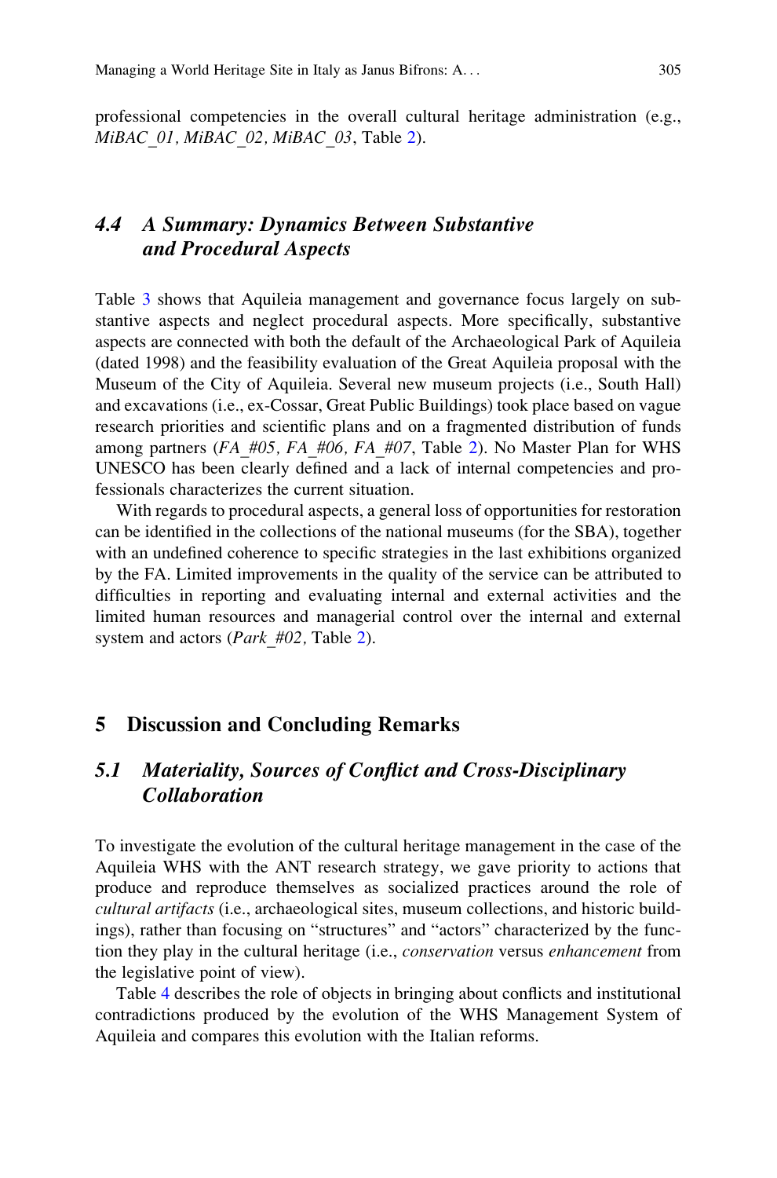professional competencies in the overall cultural heritage administration (e.g., *MiBAC_01, MiBAC_02, MiBAC_03*, Table 2).

### 4.4 A Summary: Dynamics Between Substantive and Procedural Aspects

Table 3 shows that Aquileia management and governance focus largely on substantive aspects and neglect procedural aspects. More specifically, substantive aspects are connected with both the default of the Archaeological Park of Aquileia (dated 1998) and the feasibility evaluation of the Great Aquileia proposal with the Museum of the City of Aquileia. Several new museum projects (i.e., South Hall) and excavations (i.e., ex-Cossar, Great Public Buildings) took place based on vague research priorities and scientific plans and on a fragmented distribution of funds among partners (*FA_#05, FA_#06, FA_#07*, Table 2). No Master Plan for WHS UNESCO has been clearly defined and a lack of internal competencies and professionals characterizes the current situation.

With regards to procedural aspects, a general loss of opportunities for restoration can be identified in the collections of the national museums (for the SBA), together with an undefined coherence to specific strategies in the last exhibitions organized by the FA. Limited improvements in the quality of the service can be attributed to difficulties in reporting and evaluating internal and external activities and the limited human resources and managerial control over the internal and external system and actors (*Park_#02,* Table 2).

## 5 Discussion and Concluding Remarks

### 5.1 Materiality, Sources of Conflict and Cross-Disciplinary Collaboration

To investigate the evolution of the cultural heritage management in the case of the Aquileia WHS with the ANT research strategy, we gave priority to actions that produce and reproduce themselves as socialized practices around the role of *cultural artifacts* (i.e., archaeological sites, museum collections, and historic buildings), rather than focusing on "structures" and "actors" characterized by the function they play in the cultural heritage (i.e., *conservation* versus *enhancement* from the legislative point of view).

Table 4 describes the role of objects in bringing about conflicts and institutional contradictions produced by the evolution of the WHS Management System of Aquileia and compares this evolution with the Italian reforms.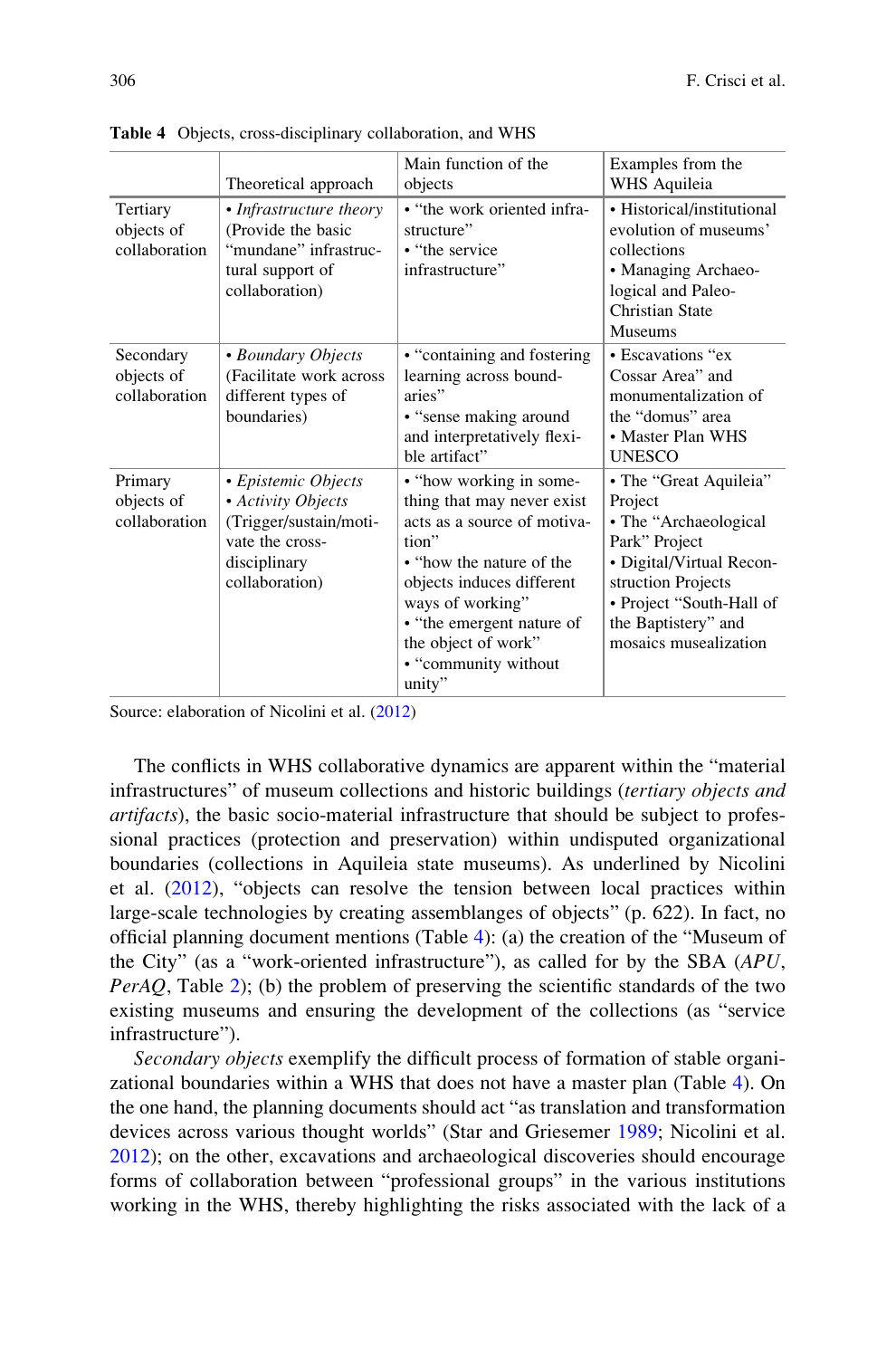**Table 4** Objects, cross-disciplinary collaboration, and WHS

| | Theoretical approach | Main function of the objects | Examples from the WHS Aquileia |
|---|---|---|---|
| Tertiary objects of collaboration | • *Infrastructure theory* (Provide the basic "mundane" infrastructural support of collaboration) | • "the work oriented infrastructure"<br>• "the service infrastructure" | • Historical/institutional evolution of museums' collections<br>• Managing Archaeological and Paleo-Christian State Museums |
| Secondary objects of collaboration | • *Boundary Objects* (Facilitate work across different types of boundaries) | • "containing and fostering learning across boundaries"<br>• "sense making around and interpretatively flexible artifact" | • Escavations "ex Cossar Area" and monumentalization of the "domus" area<br>• Master Plan WHS UNESCO |
| Primary objects of collaboration | • *Epistemic Objects*<br>• *Activity Objects* (Trigger/sustain/motivate the cross-disciplinary collaboration) | • "how working in something that may never exist acts as a source of motivation"<br>• "how the nature of the objects induces different ways of working"<br>• "the emergent nature of the object of work"<br>• "community without unity" | • The "Great Aquileia" Project<br>• The "Archaeological Park" Project<br>• Digital/Virtual Reconstruction Projects<br>• Project "South-Hall of the Baptistery" and mosaics musealization |

Source: elaboration of Nicolini et al. (2012)

The conflicts in WHS collaborative dynamics are apparent within the "material infrastructures" of museum collections and historic buildings (*tertiary objects and artifacts*), the basic socio-material infrastructure that should be subject to professional practices (protection and preservation) within undisputed organizational boundaries (collections in Aquileia state museums). As underlined by Nicolini et al. (2012), "objects can resolve the tension between local practices within large-scale technologies by creating assemblanges of objects" (p. 622). In fact, no official planning document mentions (Table 4): (a) the creation of the "Museum of the City" (as a "work-oriented infrastructure"), as called for by the SBA (*APU*, *PerAQ*, Table 2); (b) the problem of preserving the scientific standards of the two existing museums and ensuring the development of the collections (as "service infrastructure").

*Secondary objects* exemplify the difficult process of formation of stable organizational boundaries within a WHS that does not have a master plan (Table 4). On the one hand, the planning documents should act "as translation and transformation devices across various thought worlds" (Star and Griesemer 1989; Nicolini et al. 2012); on the other, excavations and archaeological discoveries should encourage forms of collaboration between "professional groups" in the various institutions working in the WHS, thereby highlighting the risks associated with the lack of a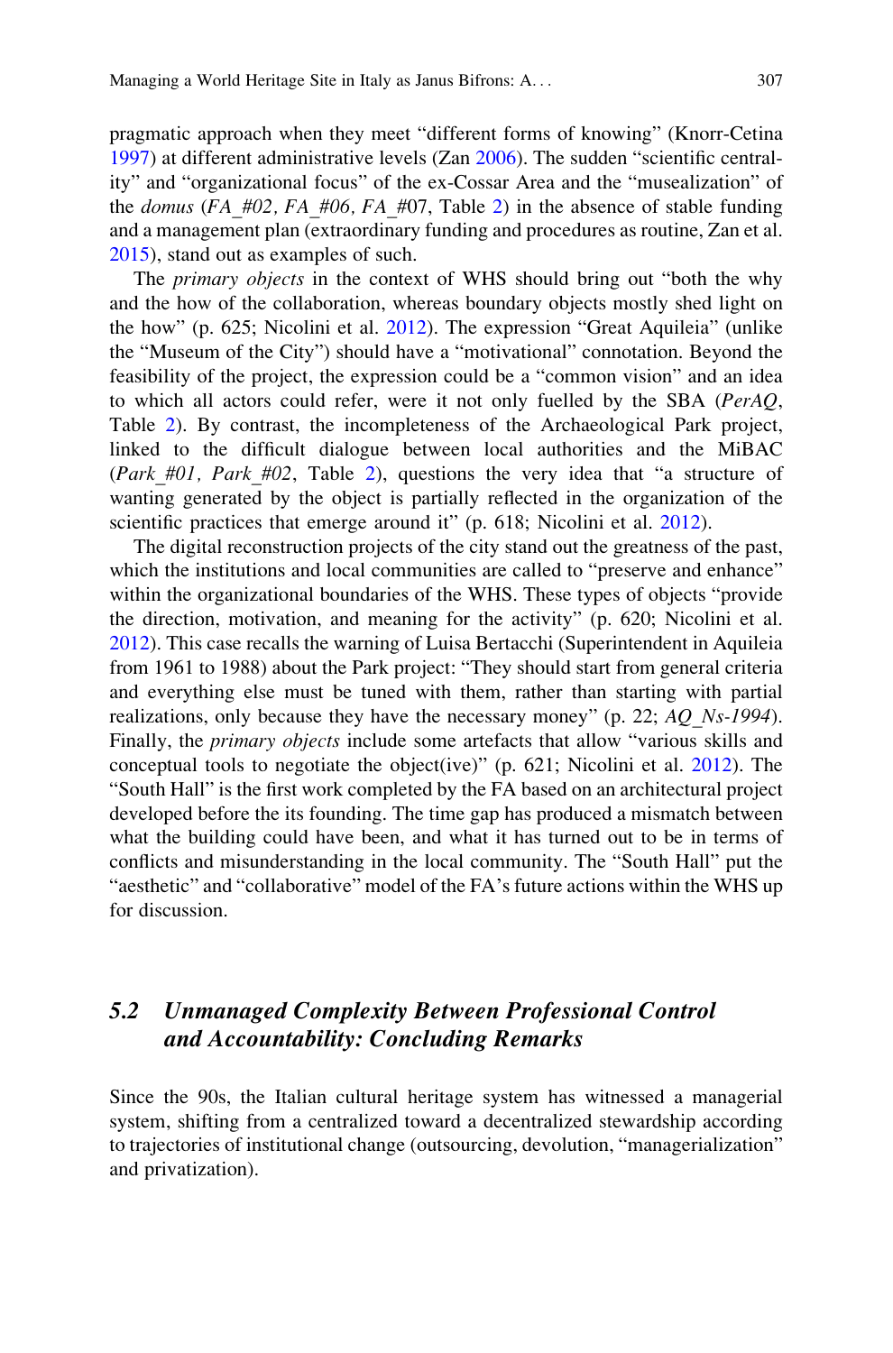pragmatic approach when they meet "different forms of knowing" (Knorr-Cetina 1997) at different administrative levels (Zan 2006). The sudden "scientific centrality" and "organizational focus" of the ex-Cossar Area and the "musealization" of the *domus* (*FA_#02, FA_#06, FA_*#07, Table 2) in the absence of stable funding and a management plan (extraordinary funding and procedures as routine, Zan et al. 2015), stand out as examples of such.

The *primary objects* in the context of WHS should bring out "both the why and the how of the collaboration, whereas boundary objects mostly shed light on the how" (p. 625; Nicolini et al. 2012). The expression "Great Aquileia" (unlike the "Museum of the City") should have a "motivational" connotation. Beyond the feasibility of the project, the expression could be a "common vision" and an idea to which all actors could refer, were it not only fuelled by the SBA (*PerAQ*, Table 2). By contrast, the incompleteness of the Archaeological Park project, linked to the difficult dialogue between local authorities and the MiBAC (*Park_#01, Park_#02*, Table 2), questions the very idea that "a structure of wanting generated by the object is partially reflected in the organization of the scientific practices that emerge around it" (p. 618; Nicolini et al. 2012).

The digital reconstruction projects of the city stand out the greatness of the past, which the institutions and local communities are called to "preserve and enhance" within the organizational boundaries of the WHS. These types of objects "provide the direction, motivation, and meaning for the activity" (p. 620; Nicolini et al. 2012). This case recalls the warning of Luisa Bertacchi (Superintendent in Aquileia from 1961 to 1988) about the Park project: "They should start from general criteria and everything else must be tuned with them, rather than starting with partial realizations, only because they have the necessary money" (p. 22; *AQ_Ns-1994*). Finally, the *primary objects* include some artefacts that allow "various skills and conceptual tools to negotiate the object(ive)" (p. 621; Nicolini et al. 2012). The "South Hall" is the first work completed by the FA based on an architectural project developed before the its founding. The time gap has produced a mismatch between what the building could have been, and what it has turned out to be in terms of conflicts and misunderstanding in the local community. The "South Hall" put the "aesthetic" and "collaborative" model of the FA's future actions within the WHS up for discussion.

### *5.2 Unmanaged Complexity Between Professional Control and Accountability: Concluding Remarks*

Since the 90s, the Italian cultural heritage system has witnessed a managerial system, shifting from a centralized toward a decentralized stewardship according to trajectories of institutional change (outsourcing, devolution, "managerialization" and privatization).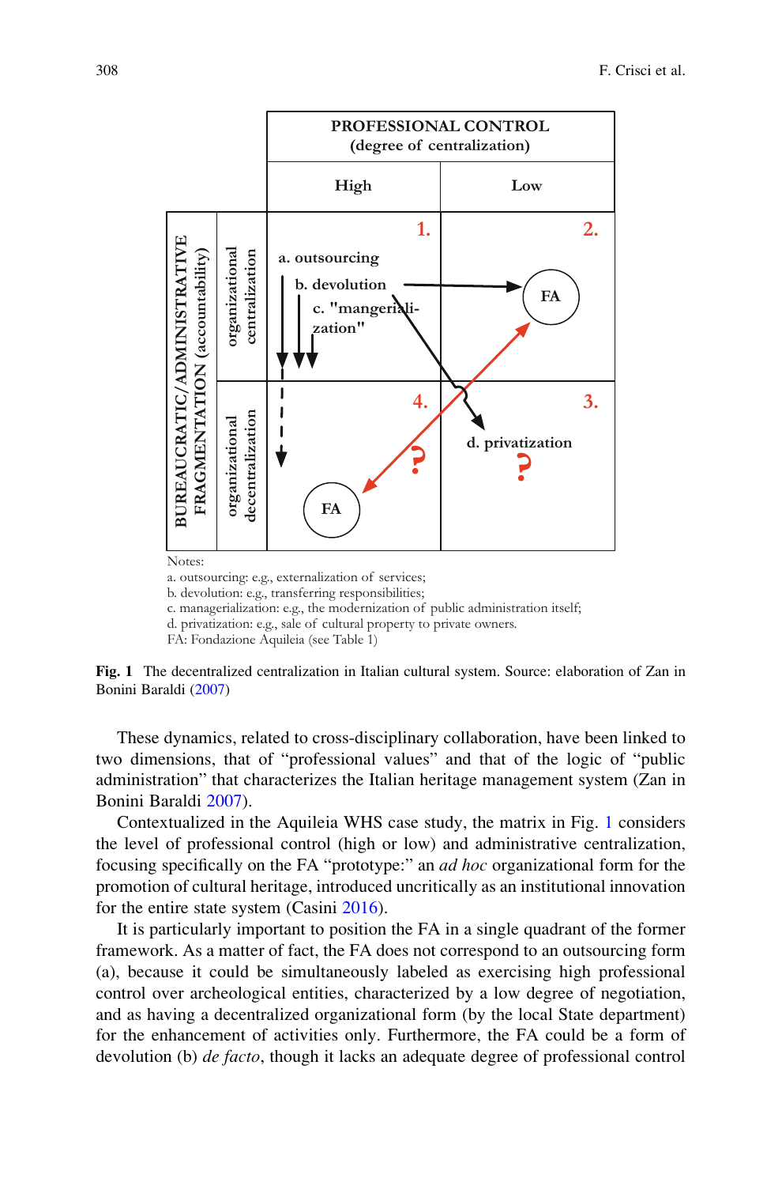| | | PROFESSIONAL CONTROL (degree of centralization) | |
|---|---|---|---|
| | | High | Low |
| BUREAUCRATIC/ADMINSTRATIVE FRAGMENTATION (accountability) | organizational centralization | 1. a. outsourcing; b. devolution; c. "mangeriali-zation" | 2. FA |
| | organizational decentralization | 4. ? FA | 3. d. privatization ? |

Notes:
a. outsourcing: e.g., externalization of services;
b. devolution: e.g., transferring responsibilities;
c. managerialization: e.g., the modernization of public administration itself;
d. privatization: e.g., sale of cultural property to private owners.
FA: Fondazione Aquileia (see Table 1)

**Fig. 1** The decentralized centralization in Italian cultural system. Source: elaboration of Zan in Bonini Baraldi (2007)

These dynamics, related to cross-disciplinary collaboration, have been linked to two dimensions, that of "professional values" and that of the logic of "public administration" that characterizes the Italian heritage management system (Zan in Bonini Baraldi 2007).

Contextualized in the Aquileia WHS case study, the matrix in Fig. 1 considers the level of professional control (high or low) and administrative centralization, focusing specifically on the FA "prototype:" an *ad hoc* organizational form for the promotion of cultural heritage, introduced uncritically as an institutional innovation for the entire state system (Casini 2016).

It is particularly important to position the FA in a single quadrant of the former framework. As a matter of fact, the FA does not correspond to an outsourcing form (a), because it could be simultaneously labeled as exercising high professional control over archeological entities, characterized by a low degree of negotiation, and as having a decentralized organizational form (by the local State department) for the enhancement of activities only. Furthermore, the FA could be a form of devolution (b) *de facto*, though it lacks an adequate degree of professional control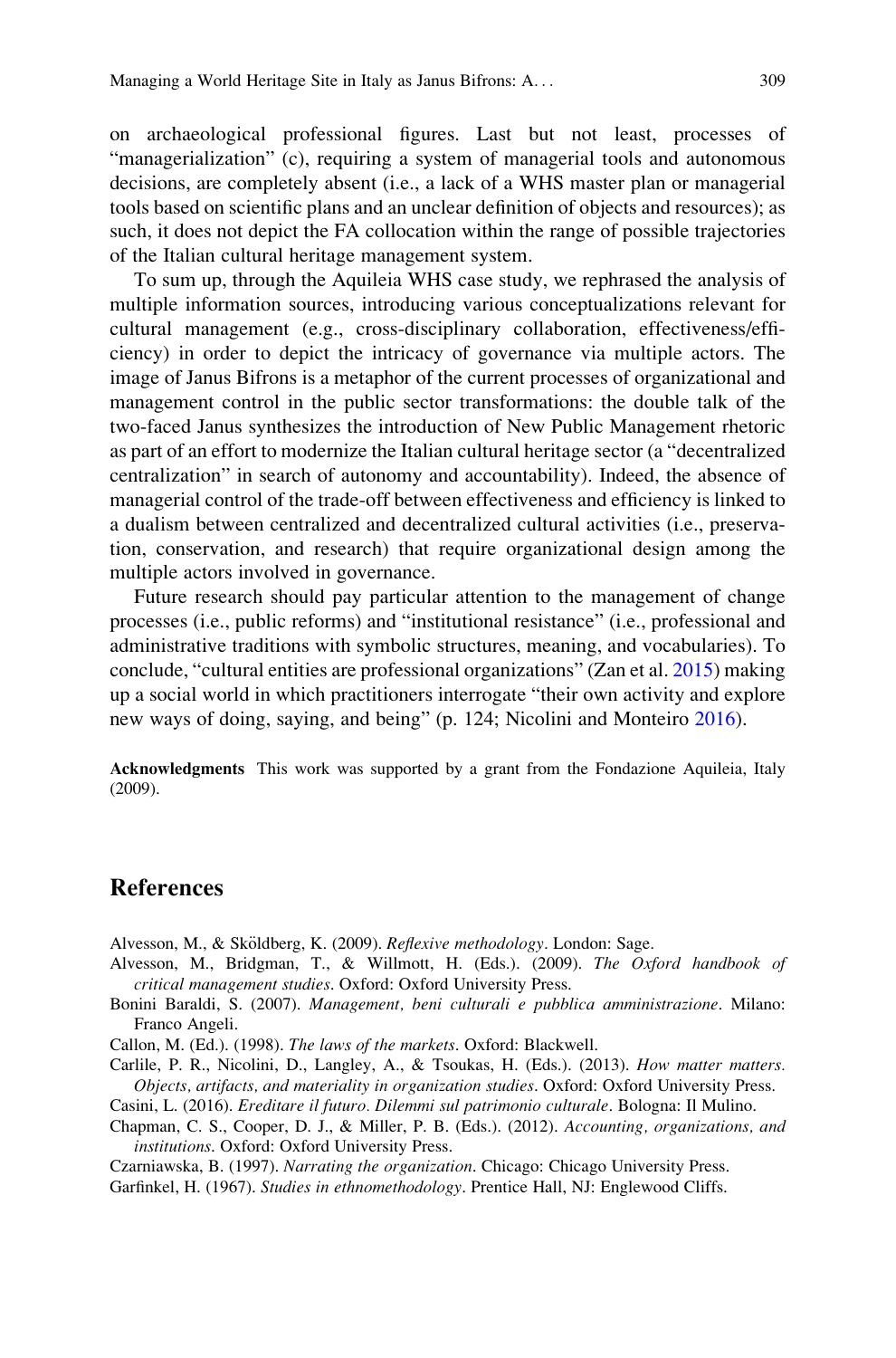on archaeological professional figures. Last but not least, processes of "managerialization" (c), requiring a system of managerial tools and autonomous decisions, are completely absent (i.e., a lack of a WHS master plan or managerial tools based on scientific plans and an unclear definition of objects and resources); as such, it does not depict the FA collocation within the range of possible trajectories of the Italian cultural heritage management system.

To sum up, through the Aquileia WHS case study, we rephrased the analysis of multiple information sources, introducing various conceptualizations relevant for cultural management (e.g., cross-disciplinary collaboration, effectiveness/efficiency) in order to depict the intricacy of governance via multiple actors. The image of Janus Bifrons is a metaphor of the current processes of organizational and management control in the public sector transformations: the double talk of the two-faced Janus synthesizes the introduction of New Public Management rhetoric as part of an effort to modernize the Italian cultural heritage sector (a "decentralized centralization" in search of autonomy and accountability). Indeed, the absence of managerial control of the trade-off between effectiveness and efficiency is linked to a dualism between centralized and decentralized cultural activities (i.e., preservation, conservation, and research) that require organizational design among the multiple actors involved in governance.

Future research should pay particular attention to the management of change processes (i.e., public reforms) and "institutional resistance" (i.e., professional and administrative traditions with symbolic structures, meaning, and vocabularies). To conclude, "cultural entities are professional organizations" (Zan et al. 2015) making up a social world in which practitioners interrogate "their own activity and explore new ways of doing, saying, and being" (p. 124; Nicolini and Monteiro 2016).

**Acknowledgments** This work was supported by a grant from the Fondazione Aquileia, Italy (2009).

## References

Alvesson, M., & Sköldberg, K. (2009). *Reflexive methodology*. London: Sage.

Alvesson, M., Bridgman, T., & Willmott, H. (Eds.). (2009). *The Oxford handbook of critical management studies*. Oxford: Oxford University Press.

Bonini Baraldi, S. (2007). *Management, beni culturali e pubblica amministrazione*. Milano: Franco Angeli.

Callon, M. (Ed.). (1998). *The laws of the markets*. Oxford: Blackwell.

Carlile, P. R., Nicolini, D., Langley, A., & Tsoukas, H. (Eds.). (2013). *How matter matters. Objects, artifacts, and materiality in organization studies*. Oxford: Oxford University Press.

Casini, L. (2016). *Ereditare il futuro. Dilemmi sul patrimonio culturale*. Bologna: Il Mulino.

Chapman, C. S., Cooper, D. J., & Miller, P. B. (Eds.). (2012). *Accounting, organizations, and institutions*. Oxford: Oxford University Press.

Czarniawska, B. (1997). *Narrating the organization*. Chicago: Chicago University Press.

Garfinkel, H. (1967). *Studies in ethnomethodology*. Prentice Hall, NJ: Englewood Cliffs.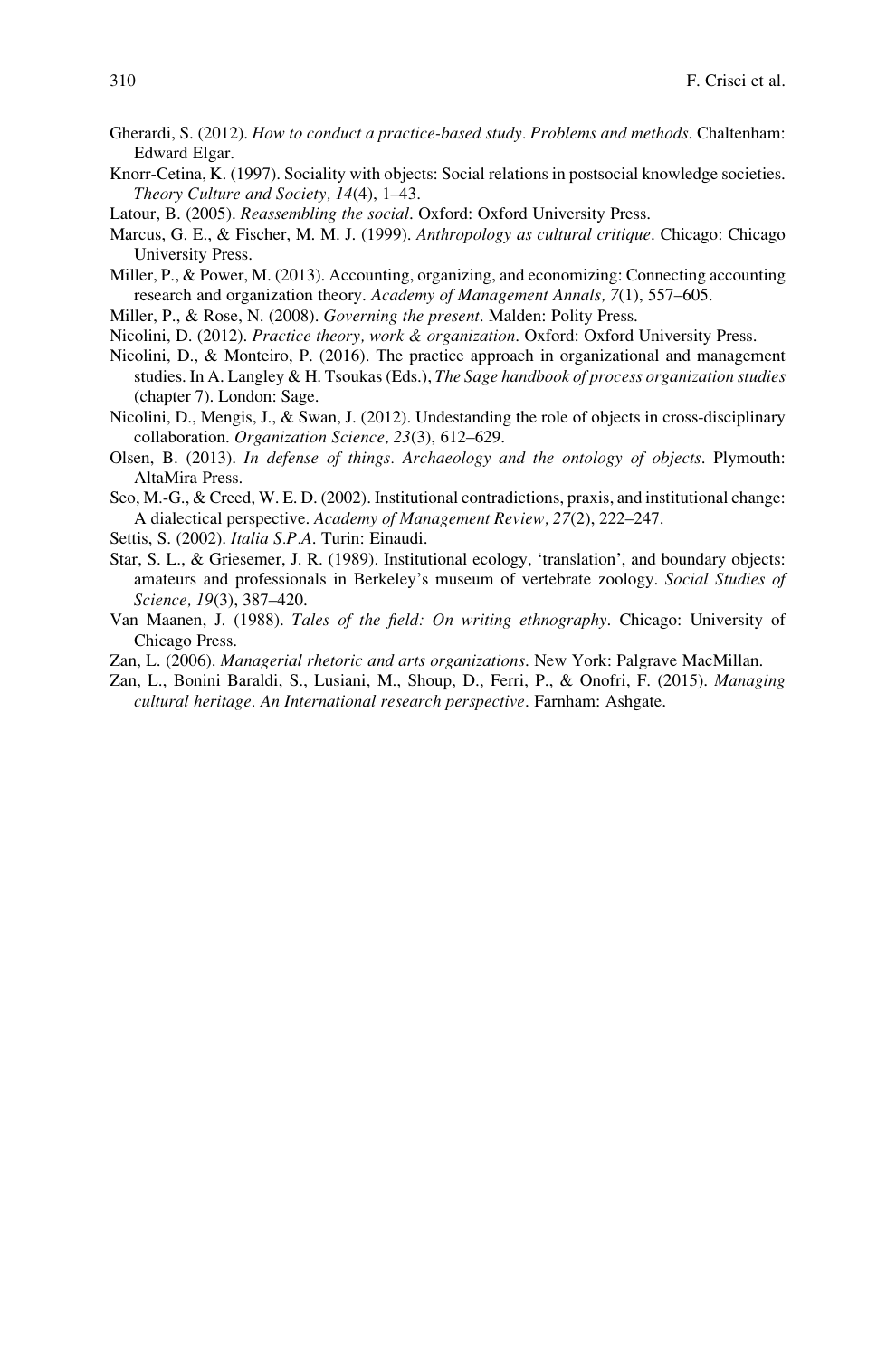Gherardi, S. (2012). *How to conduct a practice-based study. Problems and methods*. Chaltenham: Edward Elgar.

Knorr-Cetina, K. (1997). Sociality with objects: Social relations in postsocial knowledge societies. *Theory Culture and Society, 14*(4), 1–43.

Latour, B. (2005). *Reassembling the social*. Oxford: Oxford University Press.

Marcus, G. E., & Fischer, M. M. J. (1999). *Anthropology as cultural critique*. Chicago: Chicago University Press.

Miller, P., & Power, M. (2013). Accounting, organizing, and economizing: Connecting accounting research and organization theory. *Academy of Management Annals, 7*(1), 557–605.

Miller, P., & Rose, N. (2008). *Governing the present*. Malden: Polity Press.

Nicolini, D. (2012). *Practice theory, work & organization*. Oxford: Oxford University Press.

Nicolini, D., & Monteiro, P. (2016). The practice approach in organizational and management studies. In A. Langley & H. Tsoukas (Eds.), *The Sage handbook of process organization studies* (chapter 7). London: Sage.

Nicolini, D., Mengis, J., & Swan, J. (2012). Undestanding the role of objects in cross-disciplinary collaboration. *Organization Science, 23*(3), 612–629.

Olsen, B. (2013). *In defense of things. Archaeology and the ontology of objects*. Plymouth: AltaMira Press.

Seo, M.-G., & Creed, W. E. D. (2002). Institutional contradictions, praxis, and institutional change: A dialectical perspective. *Academy of Management Review, 27*(2), 222–247.

Settis, S. (2002). *Italia S.P.A*. Turin: Einaudi.

Star, S. L., & Griesemer, J. R. (1989). Institutional ecology, 'translation', and boundary objects: amateurs and professionals in Berkeley's museum of vertebrate zoology. *Social Studies of Science, 19*(3), 387–420.

Van Maanen, J. (1988). *Tales of the field: On writing ethnography*. Chicago: University of Chicago Press.

Zan, L. (2006). *Managerial rhetoric and arts organizations*. New York: Palgrave MacMillan.

Zan, L., Bonini Baraldi, S., Lusiani, M., Shoup, D., Ferri, P., & Onofri, F. (2015). *Managing cultural heritage. An International research perspective*. Farnham: Ashgate.